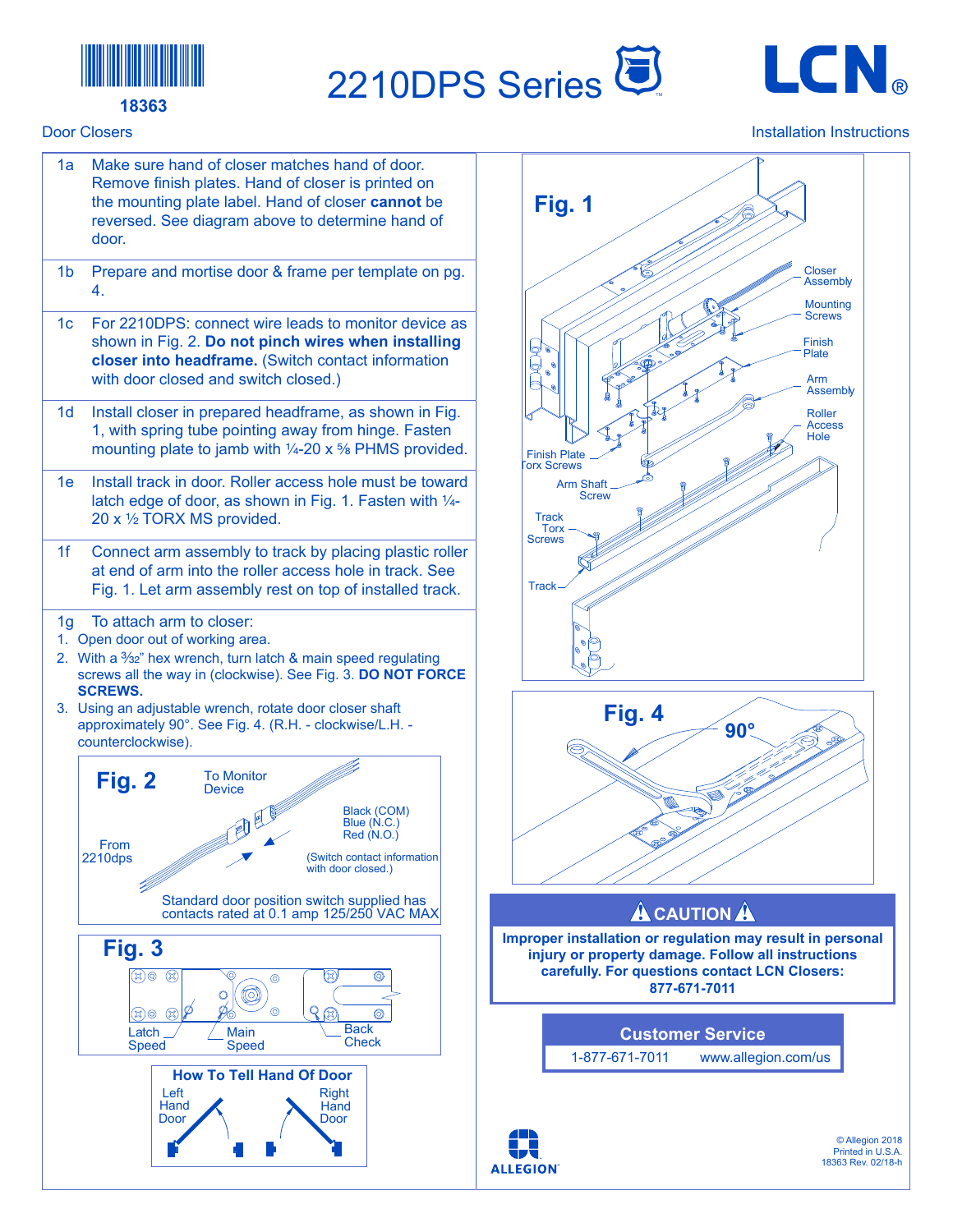18363

# 2210DPS Series

LCN®

Door Closers

Installation Instructions

1a Make sure hand of closer matches hand of door. Remove finish plates. Hand of closer is printed on the mounting plate label. Hand of closer **cannot** be reversed. See diagram above to determine hand of door.

1b Prepare and mortise door & frame per template on pg. 4.

1c For 2210DPS: connect wire leads to monitor device as shown in Fig. 2. **Do not pinch wires when installing closer into headframe.** (Switch contact information with door closed and switch closed.)

1d Install closer in prepared headframe, as shown in Fig. 1, with spring tube pointing away from hinge. Fasten mounting plate to jamb with ¼-20 x ⅝ PHMS provided.

1e Install track in door. Roller access hole must be toward latch edge of door, as shown in Fig. 1. Fasten with ¼-20 x ½ TORX MS provided.

1f Connect arm assembly to track by placing plastic roller at end of arm into the roller access hole in track. See Fig. 1. Let arm assembly rest on top of installed track.

1g To attach arm to closer:

1. Open door out of working area.
2. With a 3/32" hex wrench, turn latch & main speed regulating screws all the way in (clockwise). See Fig. 3. **DO NOT FORCE SCREWS.**
3. Using an adjustable wrench, rotate door closer shaft approximately 90°. See Fig. 4. (R.H. - clockwise/L.H. - counterclockwise).

**Fig. 2**

To Monitor Device

From 2210dps

Black (COM)
Blue (N.C.)
Red (N.O.)

(Switch contact information with door closed.)

Standard door position switch supplied has contacts rated at 0.1 amp 125/250 VAC MAX

**Fig. 3**

Latch Speed — Main Speed — Back Check

**How To Tell Hand Of Door**

Left Hand Door — Right Hand Door

**Fig. 1**

Closer Assembly; Mounting Screws; Finish Plate; Arm Assembly; Roller Access Hole; Finish Plate Torx Screws; Arm Shaft Screw; Track Torx Screws; Track

**Fig. 4**

90°

## ⚠ CAUTION ⚠

**Improper installation or regulation may result in personal injury or property damage. Follow all instructions carefully. For questions contact LCN Closers: 877-671-7011**

## Customer Service

1-877-671-7011 www.allegion.com/us

ALLEGION

© Allegion 2018
Printed in U.S.A.
18363 Rev. 02/18-h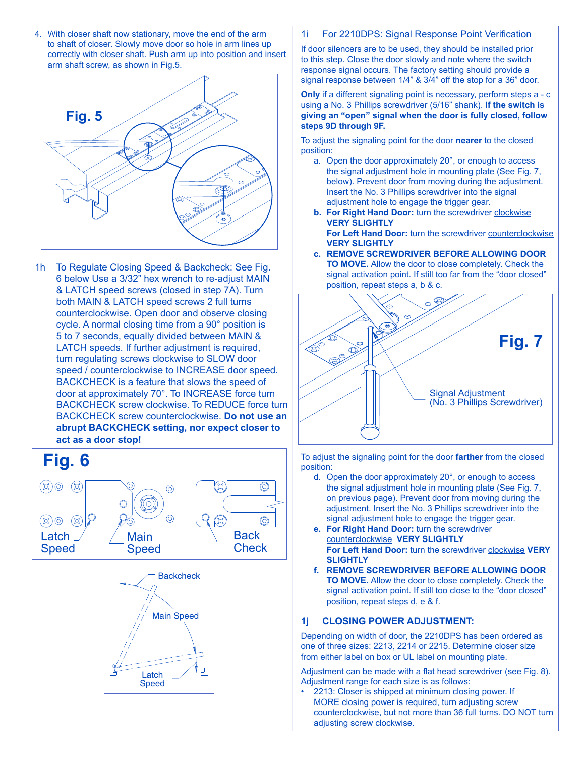4. With closer shaft now stationary, move the end of the arm to shaft of closer. Slowly move door so hole in arm lines up correctly with closer shaft. Push arm up into position and insert arm shaft screw, as shown in Fig.5.

Fig. 5

1h To Regulate Closing Speed & Backcheck: See Fig. 6 below Use a 3/32" hex wrench to re-adjust MAIN & LATCH speed screws (closed in step 7A). Turn both MAIN & LATCH speed screws 2 full turns counterclockwise. Open door and observe closing cycle. A normal closing time from a 90° position is 5 to 7 seconds, equally divided between MAIN & LATCH speeds. If further adjustment is required, turn regulating screws clockwise to SLOW door speed / counterclockwise to INCREASE door speed. BACKCHECK is a feature that slows the speed of door at approximately 70°. To INCREASE force turn BACKCHECK screw clockwise. To REDUCE force turn BACKCHECK screw counterclockwise. **Do not use an abrupt BACKCHECK setting, nor expect closer to act as a door stop!**

Fig. 6

Latch Speed — Main Speed — Back Check

Backcheck — Main Speed — Latch Speed

1i For 2210DPS: Signal Response Point Verification

If door silencers are to be used, they should be installed prior to this step. Close the door slowly and note where the switch response signal occurs. The factory setting should provide a signal response between 1/4" & 3/4" off the stop for a 36" door.

**Only** if a different signaling point is necessary, perform steps a - c using a No. 3 Phillips screwdriver (5/16" shank). **If the switch is giving an "open" signal when the door is fully closed, follow steps 9D through 9F.**

To adjust the signaling point for the door **nearer** to the closed position:

a. Open the door approximately 20°, or enough to access the signal adjustment hole in mounting plate (See Fig. 7, below). Prevent door from moving during the adjustment. Insert the No. 3 Phillips screwdriver into the signal adjustment hole to engage the trigger gear.

**b. For Right Hand Door:** turn the screwdriver clockwise **VERY SLIGHTLY**
**For Left Hand Door:** turn the screwdriver counterclockwise **VERY SLIGHTLY**

**c. REMOVE SCREWDRIVER BEFORE ALLOWING DOOR TO MOVE.** Allow the door to close completely. Check the signal activation point. If still too far from the "door closed" position, repeat steps a, b & c.

Fig. 7

Signal Adjustment (No. 3 Phillips Screwdriver)

To adjust the signaling point for the door **farther** from the closed position:

d. Open the door approximately 20°, or enough to access the signal adjustment hole in mounting plate (See Fig. 7, on previous page). Prevent door from moving during the adjustment. Insert the No. 3 Phillips screwdriver into the signal adjustment hole to engage the trigger gear.

**e. For Right Hand Door:** turn the screwdriver counterclockwise **VERY SLIGHTLY**
**For Left Hand Door:** turn the screwdriver clockwise **VERY SLIGHTLY**

**f. REMOVE SCREWDRIVER BEFORE ALLOWING DOOR TO MOVE.** Allow the door to close completely. Check the signal activation point. If still too close to the "door closed" position, repeat steps d, e & f.

## 1j CLOSING POWER ADJUSTMENT:

Depending on width of door, the 2210DPS has been ordered as one of three sizes: 2213, 2214 or 2215. Determine closer size from either label on box or UL label on mounting plate.

Adjustment can be made with a flat head screwdriver (see Fig. 8). Adjustment range for each size is as follows:

- 2213: Closer is shipped at minimum closing power. If MORE closing power is required, turn adjusting screw counterclockwise, but not more than 36 full turns. DO NOT turn adjusting screw clockwise.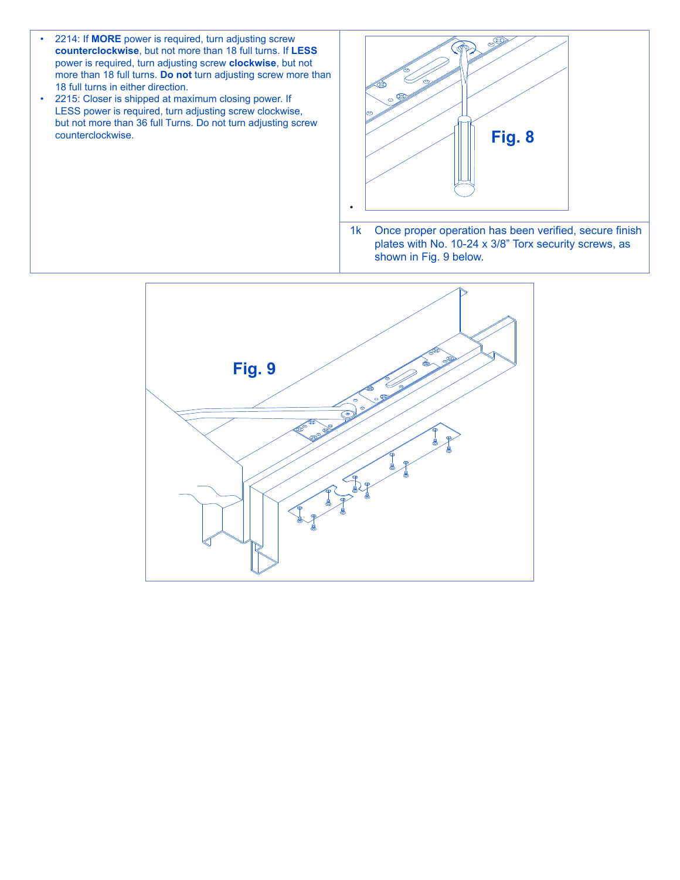- 2214: If **MORE** power is required, turn adjusting screw **counterclockwise**, but not more than 18 full turns. If **LESS** power is required, turn adjusting screw **clockwise**, but not more than 18 full turns. **Do not** turn adjusting screw more than 18 full turns in either direction.
- 2215: Closer is shipped at maximum closing power. If LESS power is required, turn adjusting screw clockwise, but not more than 36 full Turns. Do not turn adjusting screw counterclockwise.

**Fig. 8**

1k Once proper operation has been verified, secure finish plates with No. 10-24 x 3/8" Torx security screws, as shown in Fig. 9 below.

**Fig. 9**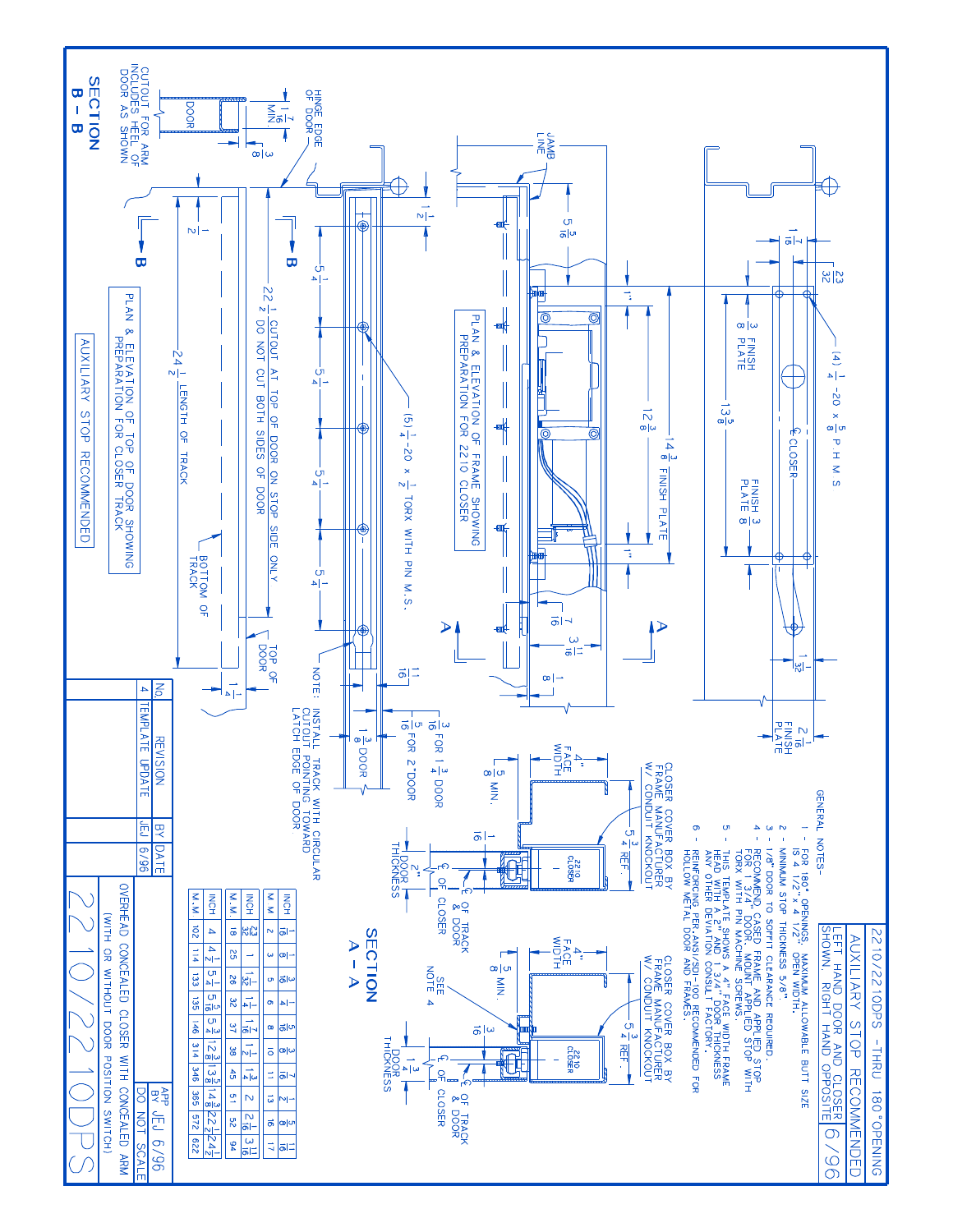# 2210/2210DPS -THRU 180° OPENING

## AUXILIARY STOP RECOMMENDED

LEFT HAND DOOR AND CLOSER SHOWN. RIGHT HAND OPPOSITE 6/96

GENERAL NOTES-

1 - FOR 180° OPENINGS, MAXIMUM ALLOWABLE BUTT SIZE IS 4 1/2" x 4 1/2". OPEN WIDTH.
2 - MINIMUM STOP THICKNESS 5/8".
3 - 1/8" DOOR TO SOFFIT CLEARANCE REQUIRED.
4 - RECOMMEND CASED FRAME AND APPLIED STOP FOR 2" THICK DOOR. MOUNT APPLIED STOP WITH TORX WITH PIN MACHINE SCREWS.
5 - THIS TEMPLATE SHOWS A 4" FACE WIDTH FRAME HEAD WITH A 2" AND 1 3/4" DOOR THICKNESS. ANY OTHER DEVIATION CONSULT FACTORY.
6 - REINFORCING PER ANSI/SDI-100 RECOMMENDED FOR HOLLOW METAL DOOR AND FRAMES.

PLAN & ELEVATION OF FRAME SHOWING PREPARATION FOR 2210 CLOSER

(4) 1/4 -20 x 5/8 P.H.M.S

℄ CLOSER

JAMB LINE

1 7/16

23/32

3/8 FINISH PLATE

FINISH PLATE 3/8

12 3/8

13 5/8

14 3/8 FINISH PLATE

5 5/16

1"

1"

7/16

3 11/16

8 1/16

1 1/32

2 1/16 FINISH PLATE

A — A

PLAN & ELEVATION OF TOP OF DOOR SHOWING PREPARATION FOR CLOSER TRACK

HINGE EDGE OF DOOR

1 1/2

(5) 1/4 -20 x 1/2 TORX WITH PIN M.S.

5 1/4 &nbsp; 5 1/4 &nbsp; 5 1/4 &nbsp; 5 1/4

22 1/2 CUTOUT AT TOP OF DOOR ON STOP SIDE ONLY DO NOT CUT BOTH SIDES OF DOOR

24 1/2 LENGTH OF TRACK

1/2

BOTTOM OF TRACK

TOP OF DOOR

1 1/4

11/16

3/16 FOR 1 3/4 DOOR

5/16 FOR 2" DOOR

1 3/8 DOOR

NOTE: INSTALL TRACK WITH CIRCULAR CUTOUT POINTING TOWARD LATCH EDGE OF DOOR

B — B

AUXILIARY STOP RECOMMENDED

## SECTION B - B

CUTOUT FOR ARM INCLUDES HEEL OF DOOR AS SHOWN

DOOR

1 7/16 MIN.

3/8

## SECTION A - A

4" FACE WIDTH

5/8 MIN.

CLOSER COVER BOX BY FRAME MANUFACTURER W/ CONDUIT KNOCKOUT

5 3/4 REF.

2210 CLOSER

1/16

2" DOOR THICKNESS

℄ OF CLOSER

℄ OF TRACK & DOOR

4" FACE WIDTH

5/8 MIN.

SEE NOTE 4

CLOSER COVER BOX BY FRAME MANUFACTURER W/ CONDUIT KNOCKOUT

5 3/4 REF.

2210 CLOSER

3/16

1 3/4 DOOR THICKNESS

℄ OF CLOSER

℄ OF TRACK & DOOR

| | | | | | | | | | | |
|---|---|---|---|---|---|---|---|---|---|---|
| INCH | 1/16 | 1/8 | 3/16 | 1/4 | 5/16 | 3/8 | 7/16 | 1/2 | 5/8 | 11/16 |
| M.M | 2 | 3 | 5 | 6 | 8 | 10 | 11 | 13 | 16 | 17 |
| INCH | 23/32 | 1 | 1 1/32 | 1 1/4 | 1 7/16 | 1 1/2 | 1 3/4 | 2 | 2 1/16 | 3 11/16 |
| M.M | 18 | 25 | 26 | 32 | 37 | 38 | 45 | 51 | 52 | 94 |
| INCH | 4 | 4 1/2 | 5 1/4 | 5 5/16 | 5 3/4 | 12 3/8 | 13 5/8 | 14 3/8 | 22 1/2 | 24 1/2 |
| M.M | 102 | 114 | 133 | 135 | 146 | 314 | 346 | 365 | 572 | 622 |

| No. | REVISION | BY | DATE |
|---|---|---|---|
| 4 | TEMPLATE UPDATE | JEJ | 6/96 |

APP BY JEJ 6/96

DO NOT SCALE

OVERHEAD CONCEALED CLOSER WITH CONCEALED ARM (WITH OR WITHOUT DOOR POSITION SWITCH)

# 2210/2210DPS